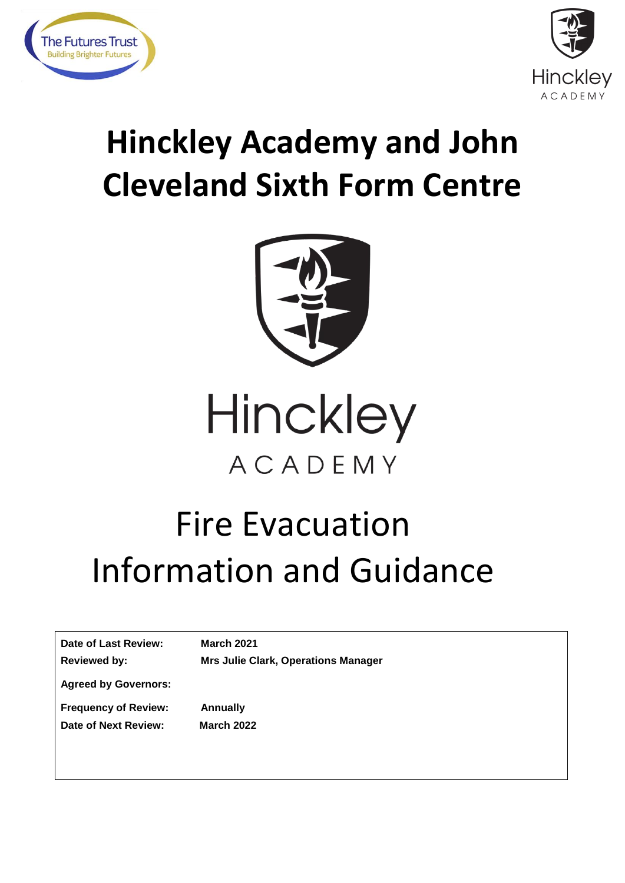The Futures Trust
Building Brighter Futures

# Hinckley Academy and John Cleveland Sixth Form Centre

Hinckley
ACADEMY

# Fire Evacuation Information and Guidance

| | |
|---|---|
| **Date of Last Review:** | **March 2021** |
| **Reviewed by:** | **Mrs Julie Clark, Operations Manager** |
| **Agreed by Governors:** | |
| **Frequency of Review:** | **Annually** |
| **Date of Next Review:** | **March 2022** |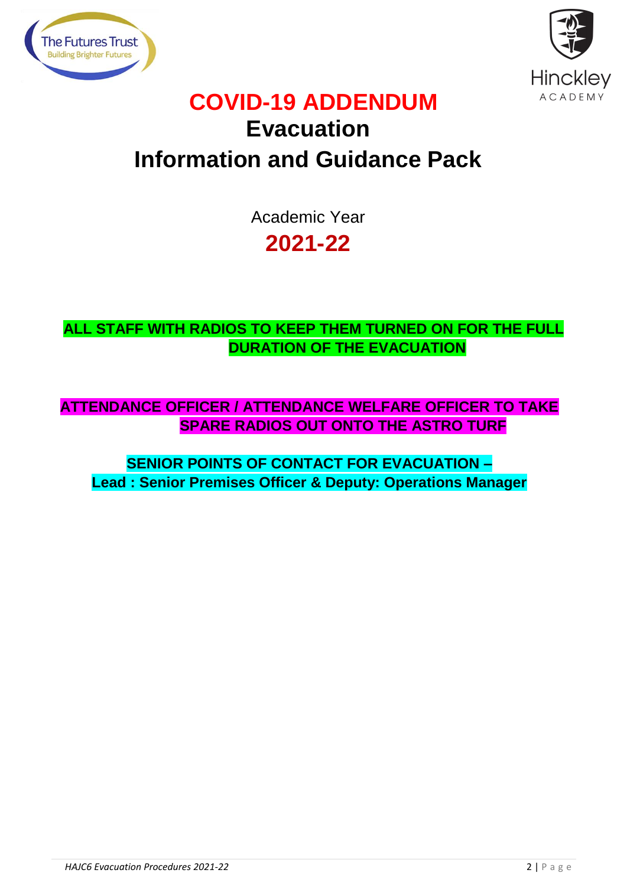# COVID-19 ADDENDUM

# Evacuation

# Information and Guidance Pack

Academic Year

**2021-22**

**ALL STAFF WITH RADIOS TO KEEP THEM TURNED ON FOR THE FULL DURATION OF THE EVACUATION**

**ATTENDANCE OFFICER / ATTENDANCE WELFARE OFFICER TO TAKE SPARE RADIOS OUT ONTO THE ASTRO TURF**

**SENIOR POINTS OF CONTACT FOR EVACUATION –**
**Lead : Senior Premises Officer & Deputy: Operations Manager**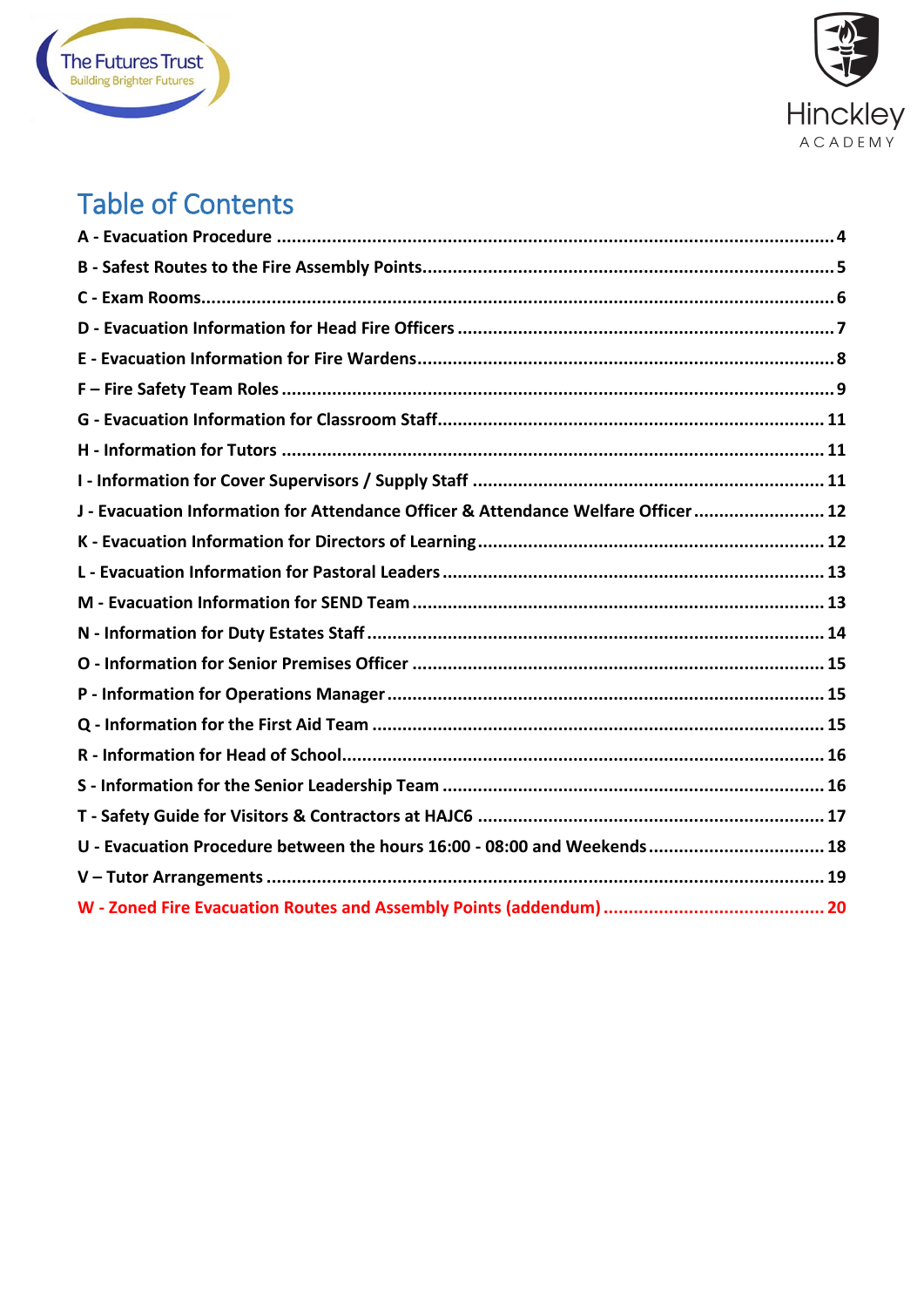# Table of Contents

| Section | Page |
|---|---|
| A - Evacuation Procedure | 4 |
| B - Safest Routes to the Fire Assembly Points | 5 |
| C - Exam Rooms | 6 |
| D - Evacuation Information for Head Fire Officers | 7 |
| E - Evacuation Information for Fire Wardens | 8 |
| F – Fire Safety Team Roles | 9 |
| G - Evacuation Information for Classroom Staff | 11 |
| H - Information for Tutors | 11 |
| I - Information for Cover Supervisors / Supply Staff | 11 |
| J - Evacuation Information for Attendance Officer & Attendance Welfare Officer | 12 |
| K - Evacuation Information for Directors of Learning | 12 |
| L - Evacuation Information for Pastoral Leaders | 13 |
| M - Evacuation Information for SEND Team | 13 |
| N - Information for Duty Estates Staff | 14 |
| O - Information for Senior Premises Officer | 15 |
| P - Information for Operations Manager | 15 |
| Q - Information for the First Aid Team | 15 |
| R - Information for Head of School | 16 |
| S - Information for the Senior Leadership Team | 16 |
| T - Safety Guide for Visitors & Contractors at HAJC6 | 17 |
| U - Evacuation Procedure between the hours 16:00 - 08:00 and Weekends | 18 |
| V – Tutor Arrangements | 19 |
| W - Zoned Fire Evacuation Routes and Assembly Points (addendum) | 20 |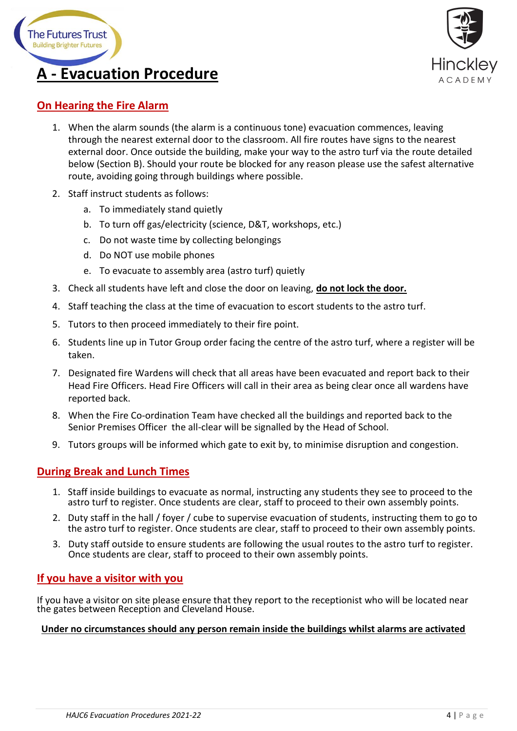# A - Evacuation Procedure

## On Hearing the Fire Alarm

1. When the alarm sounds (the alarm is a continuous tone) evacuation commences, leaving through the nearest external door to the classroom. All fire routes have signs to the nearest external door. Once outside the building, make your way to the astro turf via the route detailed below (Section B). Should your route be blocked for any reason please use the safest alternative route, avoiding going through buildings where possible.
2. Staff instruct students as follows:
   a. To immediately stand quietly
   b. To turn off gas/electricity (science, D&T, workshops, etc.)
   c. Do not waste time by collecting belongings
   d. Do NOT use mobile phones
   e. To evacuate to assembly area (astro turf) quietly
3. Check all students have left and close the door on leaving, **do not lock the door.**
4. Staff teaching the class at the time of evacuation to escort students to the astro turf.
5. Tutors to then proceed immediately to their fire point.
6. Students line up in Tutor Group order facing the centre of the astro turf, where a register will be taken.
7. Designated fire Wardens will check that all areas have been evacuated and report back to their Head Fire Officers. Head Fire Officers will call in their area as being clear once all wardens have reported back.
8. When the Fire Co-ordination Team have checked all the buildings and reported back to the Senior Premises Officer the all-clear will be signalled by the Head of School.
9. Tutors groups will be informed which gate to exit by, to minimise disruption and congestion.

## During Break and Lunch Times

1. Staff inside buildings to evacuate as normal, instructing any students they see to proceed to the astro turf to register. Once students are clear, staff to proceed to their own assembly points.
2. Duty staff in the hall / foyer / cube to supervise evacuation of students, instructing them to go to the astro turf to register. Once students are clear, staff to proceed to their own assembly points.
3. Duty staff outside to ensure students are following the usual routes to the astro turf to register. Once students are clear, staff to proceed to their own assembly points.

## If you have a visitor with you

If you have a visitor on site please ensure that they report to the receptionist who will be located near the gates between Reception and Cleveland House.

**Under no circumstances should any person remain inside the buildings whilst alarms are activated**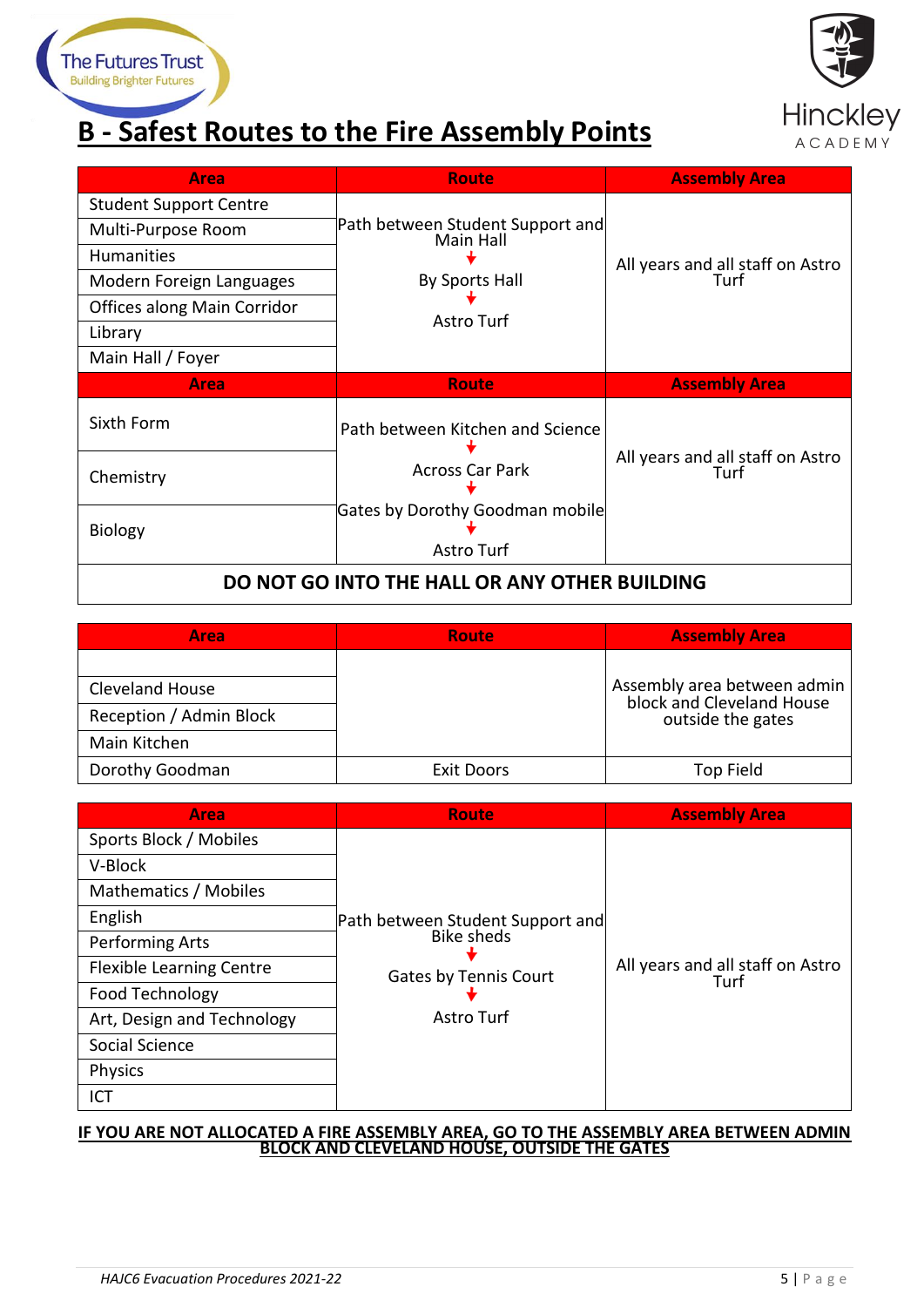# B - Safest Routes to the Fire Assembly Points

| Area | Route | Assembly Area |
|---|---|---|
| Student Support Centre | Path between Student Support and Main Hall → By Sports Hall → Astro Turf | All years and all staff on Astro Turf |
| Multi-Purpose Room | | |
| Humanities | | |
| Modern Foreign Languages | | |
| Offices along Main Corridor | | |
| Library | | |
| Main Hall / Foyer | | |

| Area | Route | Assembly Area |
|---|---|---|
| Sixth Form | Path between Kitchen and Science → Across Car Park → Gates by Dorothy Goodman mobile → Astro Turf | All years and all staff on Astro Turf |
| Chemistry | | |
| Biology | | |

**DO NOT GO INTO THE HALL OR ANY OTHER BUILDING**

| Area | Route | Assembly Area |
|---|---|---|
| | | Assembly area between admin block and Cleveland House outside the gates |
| Cleveland House | | |
| Reception / Admin Block | | |
| Main Kitchen | | |
| Dorothy Goodman | Exit Doors | Top Field |

| Area | Route | Assembly Area |
|---|---|---|
| Sports Block / Mobiles | Path between Student Support and Bike sheds → Gates by Tennis Court → Astro Turf | All years and all staff on Astro Turf |
| V-Block | | |
| Mathematics / Mobiles | | |
| English | | |
| Performing Arts | | |
| Flexible Learning Centre | | |
| Food Technology | | |
| Art, Design and Technology | | |
| Social Science | | |
| Physics | | |
| ICT | | |

**IF YOU ARE NOT ALLOCATED A FIRE ASSEMBLY AREA, GO TO THE ASSEMBLY AREA BETWEEN ADMIN BLOCK AND CLEVELAND HOUSE, OUTSIDE THE GATES**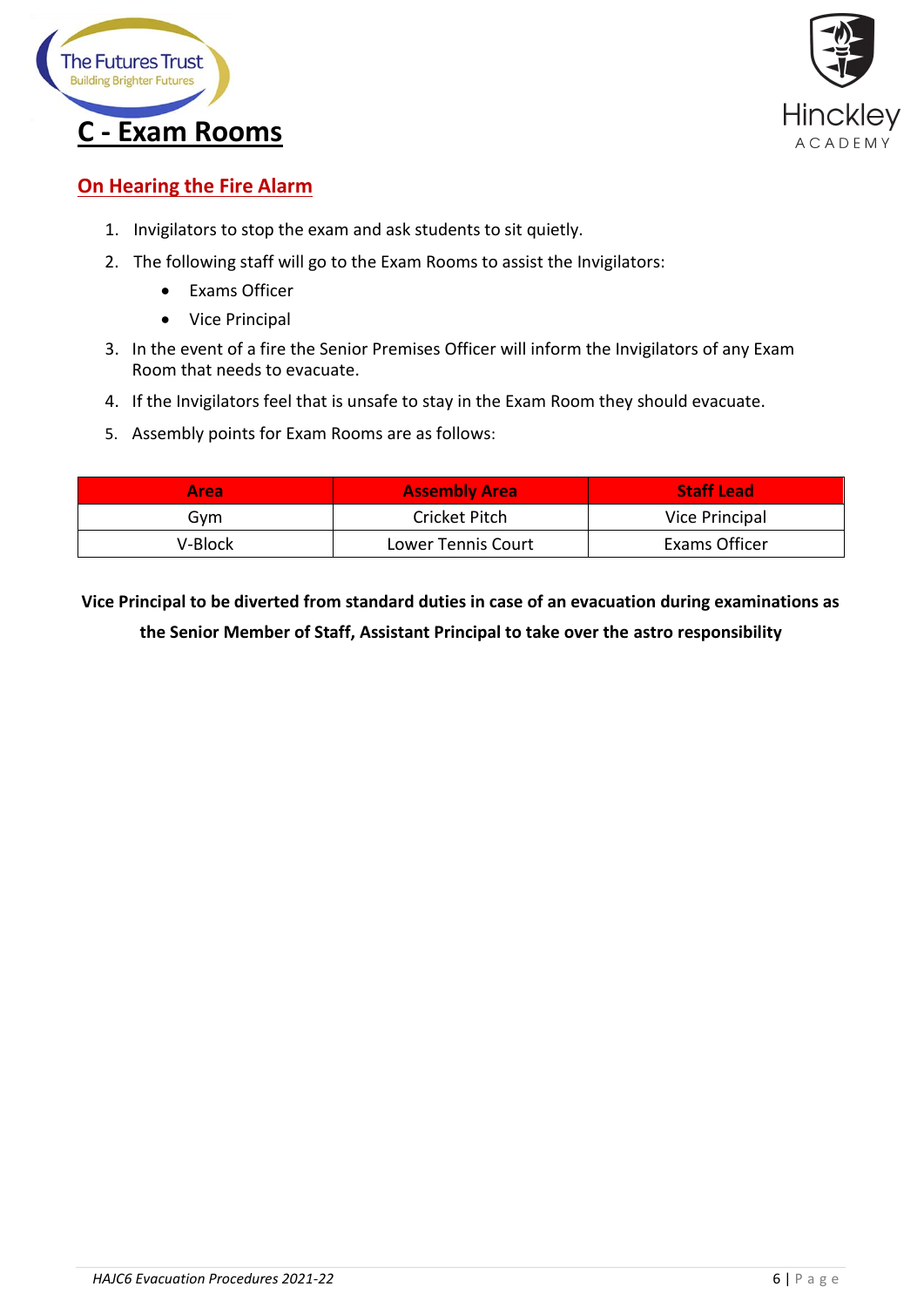# C - Exam Rooms

## On Hearing the Fire Alarm

1. Invigilators to stop the exam and ask students to sit quietly.
2. The following staff will go to the Exam Rooms to assist the Invigilators:
   - Exams Officer
   - Vice Principal
3. In the event of a fire the Senior Premises Officer will inform the Invigilators of any Exam Room that needs to evacuate.
4. If the Invigilators feel that is unsafe to stay in the Exam Room they should evacuate.
5. Assembly points for Exam Rooms are as follows:

| Area | Assembly Area | Staff Lead |
|---|---|---|
| Gym | Cricket Pitch | Vice Principal |
| V-Block | Lower Tennis Court | Exams Officer |

**Vice Principal to be diverted from standard duties in case of an evacuation during examinations as the Senior Member of Staff, Assistant Principal to take over the astro responsibility**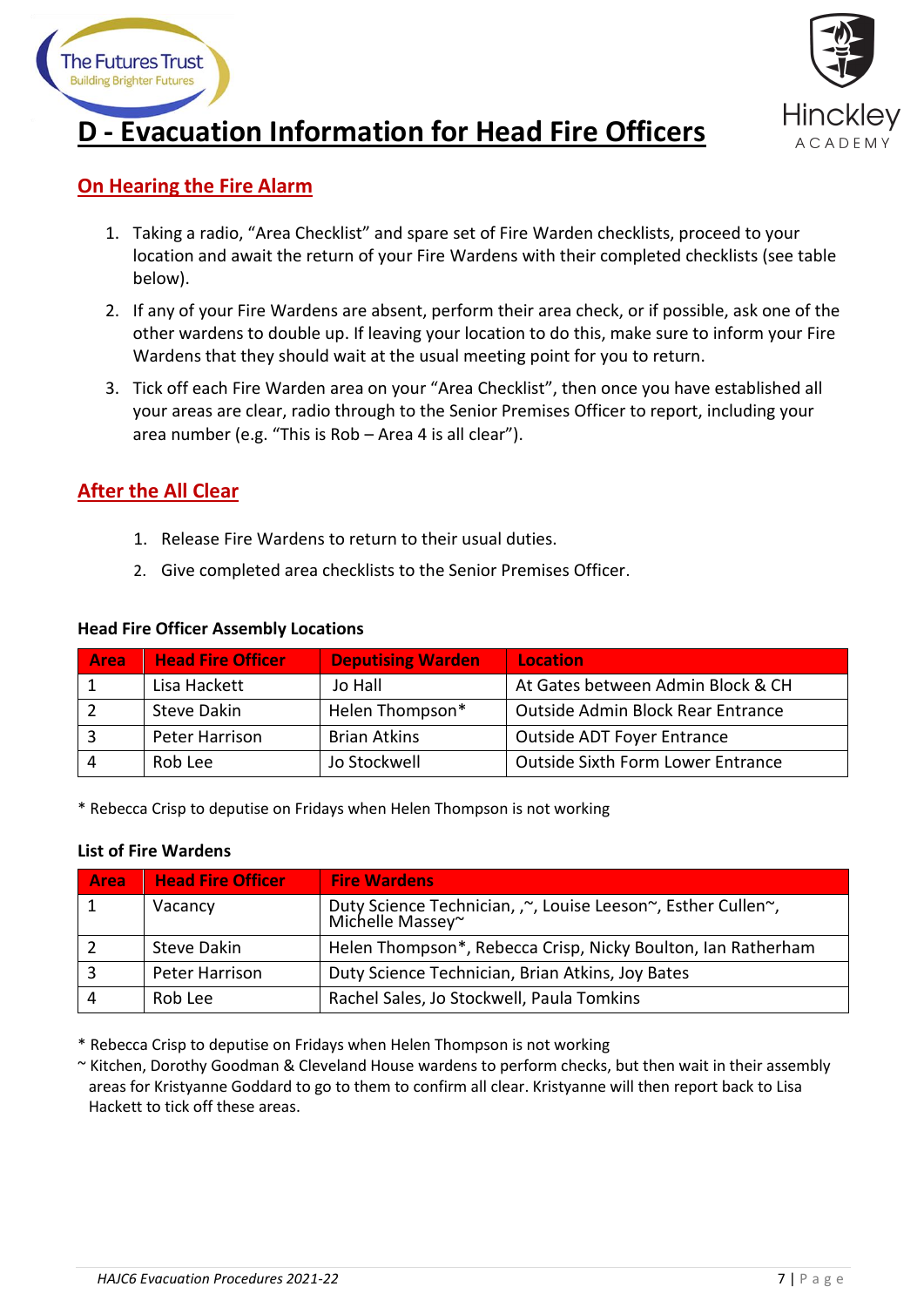# D - Evacuation Information for Head Fire Officers

## On Hearing the Fire Alarm

1. Taking a radio, "Area Checklist" and spare set of Fire Warden checklists, proceed to your location and await the return of your Fire Wardens with their completed checklists (see table below).
2. If any of your Fire Wardens are absent, perform their area check, or if possible, ask one of the other wardens to double up. If leaving your location to do this, make sure to inform your Fire Wardens that they should wait at the usual meeting point for you to return.
3. Tick off each Fire Warden area on your "Area Checklist", then once you have established all your areas are clear, radio through to the Senior Premises Officer to report, including your area number (e.g. "This is Rob – Area 4 is all clear").

## After the All Clear

1. Release Fire Wardens to return to their usual duties.
2. Give completed area checklists to the Senior Premises Officer.

**Head Fire Officer Assembly Locations**

| Area | Head Fire Officer | Deputising Warden | Location |
|---|---|---|---|
| 1 | Lisa Hackett | Jo Hall | At Gates between Admin Block & CH |
| 2 | Steve Dakin | Helen Thompson* | Outside Admin Block Rear Entrance |
| 3 | Peter Harrison | Brian Atkins | Outside ADT Foyer Entrance |
| 4 | Rob Lee | Jo Stockwell | Outside Sixth Form Lower Entrance |

* Rebecca Crisp to deputise on Fridays when Helen Thompson is not working

**List of Fire Wardens**

| Area | Head Fire Officer | Fire Wardens |
|---|---|---|
| 1 | Vacancy | Duty Science Technician, ,~, Louise Leeson~, Esther Cullen~, Michelle Massey~ |
| 2 | Steve Dakin | Helen Thompson*, Rebecca Crisp, Nicky Boulton, Ian Ratherham |
| 3 | Peter Harrison | Duty Science Technician, Brian Atkins, Joy Bates |
| 4 | Rob Lee | Rachel Sales, Jo Stockwell, Paula Tomkins |

* Rebecca Crisp to deputise on Fridays when Helen Thompson is not working

~ Kitchen, Dorothy Goodman & Cleveland House wardens to perform checks, but then wait in their assembly areas for Kristyanne Goddard to go to them to confirm all clear. Kristyanne will then report back to Lisa Hackett to tick off these areas.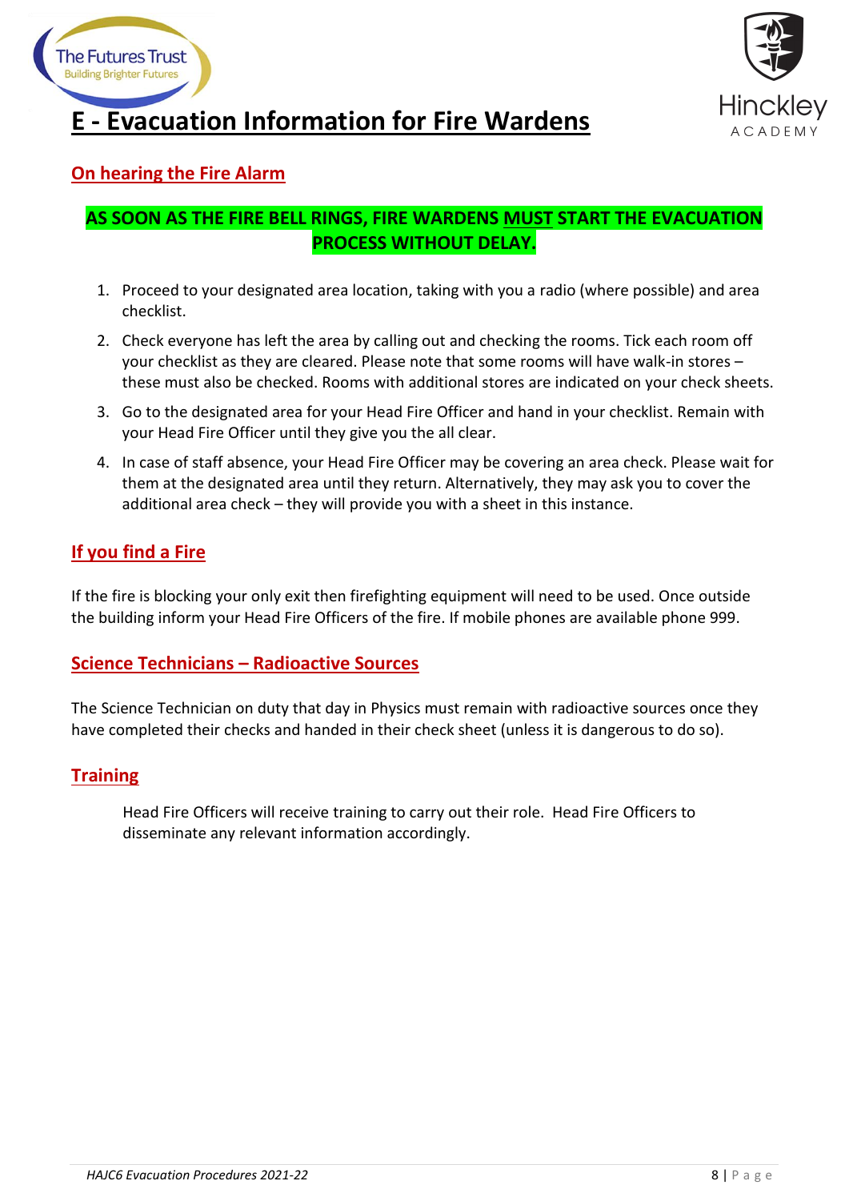# E - Evacuation Information for Fire Wardens

## On hearing the Fire Alarm

**AS SOON AS THE FIRE BELL RINGS, FIRE WARDENS MUST START THE EVACUATION PROCESS WITHOUT DELAY.**

1. Proceed to your designated area location, taking with you a radio (where possible) and area checklist.
2. Check everyone has left the area by calling out and checking the rooms. Tick each room off your checklist as they are cleared. Please note that some rooms will have walk-in stores – these must also be checked. Rooms with additional stores are indicated on your check sheets.
3. Go to the designated area for your Head Fire Officer and hand in your checklist. Remain with your Head Fire Officer until they give you the all clear.
4. In case of staff absence, your Head Fire Officer may be covering an area check. Please wait for them at the designated area until they return. Alternatively, they may ask you to cover the additional area check – they will provide you with a sheet in this instance.

## If you find a Fire

If the fire is blocking your only exit then firefighting equipment will need to be used. Once outside the building inform your Head Fire Officers of the fire. If mobile phones are available phone 999.

## Science Technicians – Radioactive Sources

The Science Technician on duty that day in Physics must remain with radioactive sources once they have completed their checks and handed in their check sheet (unless it is dangerous to do so).

## Training

Head Fire Officers will receive training to carry out their role. Head Fire Officers to disseminate any relevant information accordingly.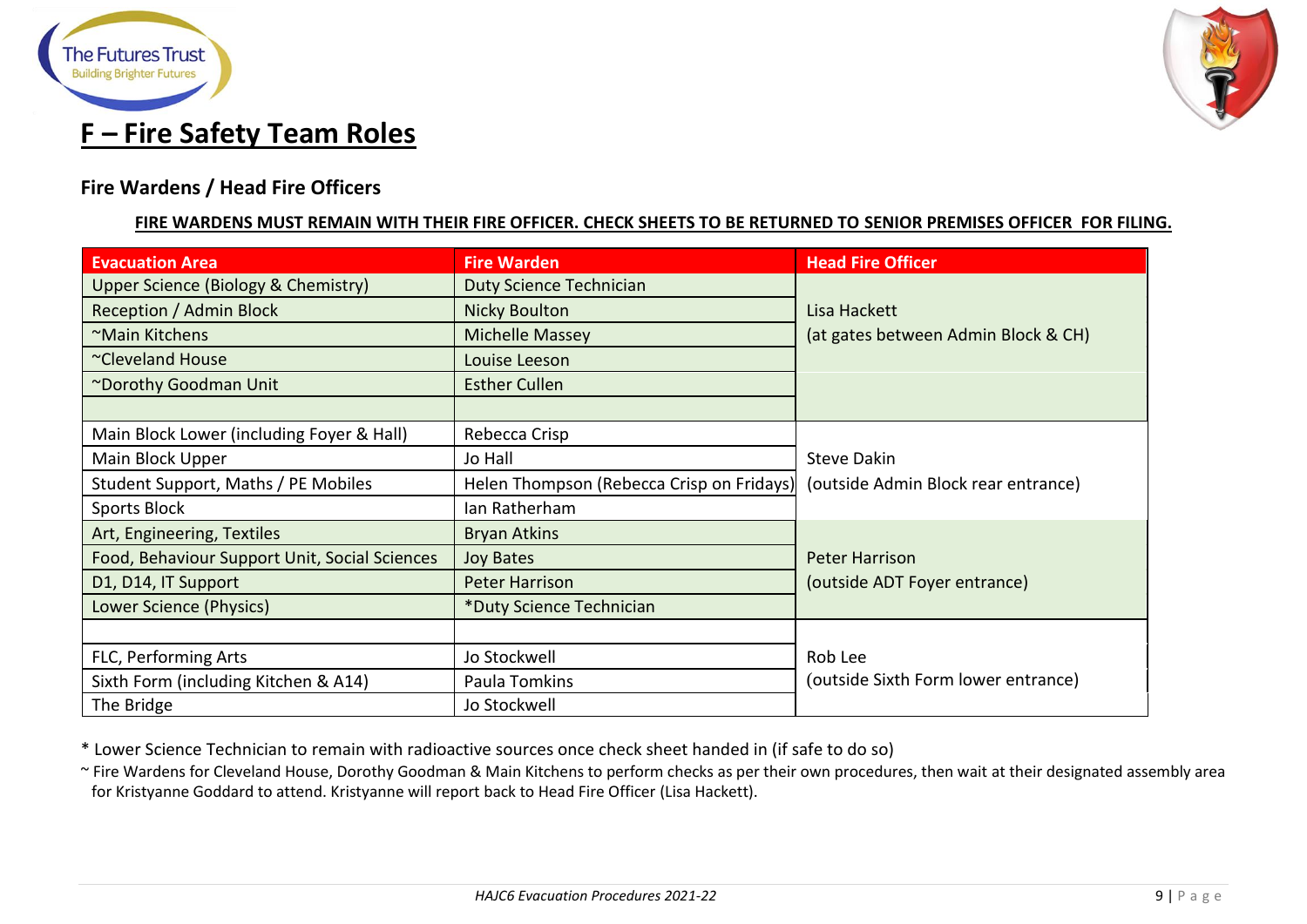# F – Fire Safety Team Roles

## Fire Wardens / Head Fire Officers

**FIRE WARDENS MUST REMAIN WITH THEIR FIRE OFFICER. CHECK SHEETS TO BE RETURNED TO SENIOR PREMISES OFFICER FOR FILING.**

| Evacuation Area | Fire Warden | Head Fire Officer |
|---|---|---|
| Upper Science (Biology & Chemistry) | Duty Science Technician | Lisa Hackett (at gates between Admin Block & CH) |
| Reception / Admin Block | Nicky Boulton | |
| ~Main Kitchens | Michelle Massey | |
| ~Cleveland House | Louise Leeson | |
| ~Dorothy Goodman Unit | Esther Cullen | |
| | | |
| Main Block Lower (including Foyer & Hall) | Rebecca Crisp | Steve Dakin (outside Admin Block rear entrance) |
| Main Block Upper | Jo Hall | |
| Student Support, Maths / PE Mobiles | Helen Thompson (Rebecca Crisp on Fridays) | |
| Sports Block | Ian Ratherham | |
| Art, Engineering, Textiles | Bryan Atkins | Peter Harrison (outside ADT Foyer entrance) |
| Food, Behaviour Support Unit, Social Sciences | Joy Bates | |
| D1, D14, IT Support | Peter Harrison | |
| Lower Science (Physics) | *Duty Science Technician | |
| | | Rob Lee (outside Sixth Form lower entrance) |
| FLC, Performing Arts | Jo Stockwell | |
| Sixth Form (including Kitchen & A14) | Paula Tomkins | |
| The Bridge | Jo Stockwell | |

* Lower Science Technician to remain with radioactive sources once check sheet handed in (if safe to do so)

~ Fire Wardens for Cleveland House, Dorothy Goodman & Main Kitchens to perform checks as per their own procedures, then wait at their designated assembly area for Kristyanne Goddard to attend. Kristyanne will report back to Head Fire Officer (Lisa Hackett).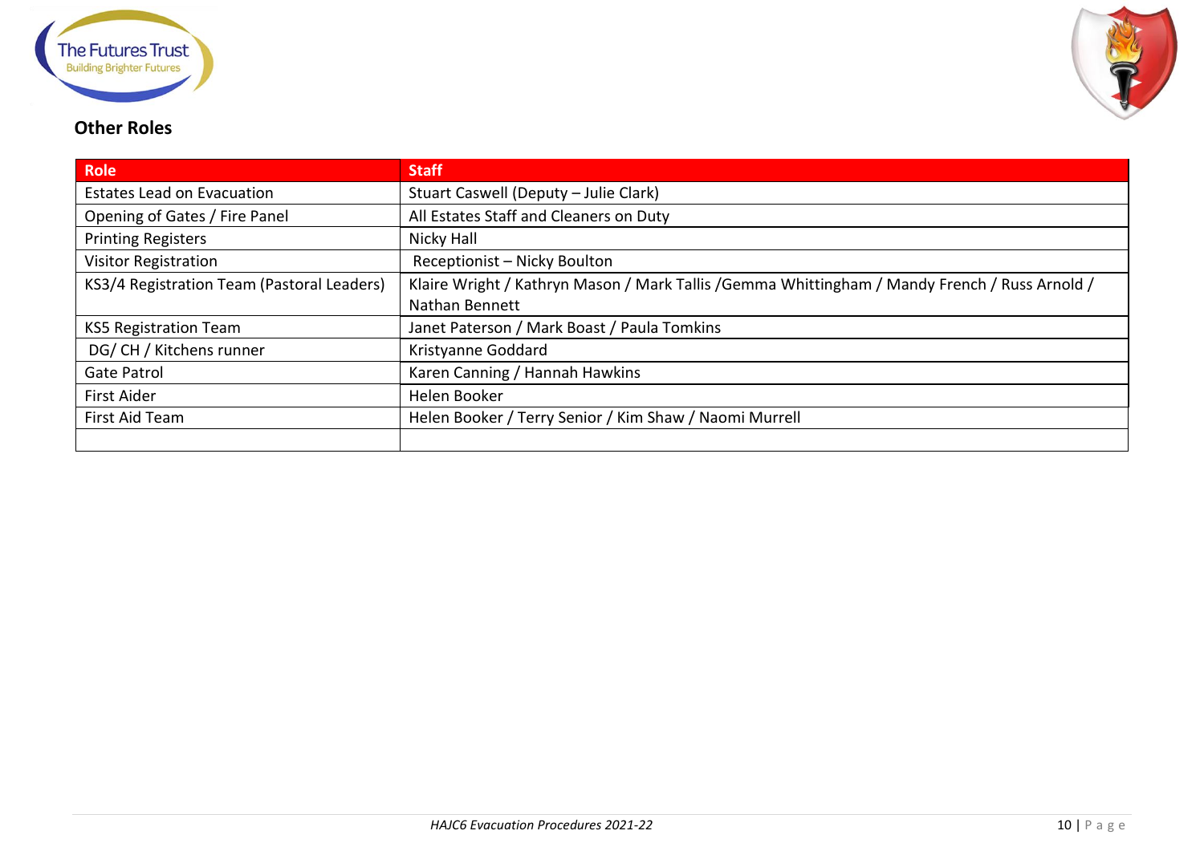## Other Roles

| Role | Staff |
|---|---|
| Estates Lead on Evacuation | Stuart Caswell (Deputy – Julie Clark) |
| Opening of Gates / Fire Panel | All Estates Staff and Cleaners on Duty |
| Printing Registers | Nicky Hall |
| Visitor Registration | Receptionist – Nicky Boulton |
| KS3/4 Registration Team (Pastoral Leaders) | Klaire Wright / Kathryn Mason / Mark Tallis /Gemma Whittingham / Mandy French / Russ Arnold / Nathan Bennett |
| KS5 Registration Team | Janet Paterson / Mark Boast / Paula Tomkins |
| DG/ CH / Kitchens runner | Kristyanne Goddard |
| Gate Patrol | Karen Canning / Hannah Hawkins |
| First Aider | Helen Booker |
| First Aid Team | Helen Booker / Terry Senior / Kim Shaw / Naomi Murrell |
| | |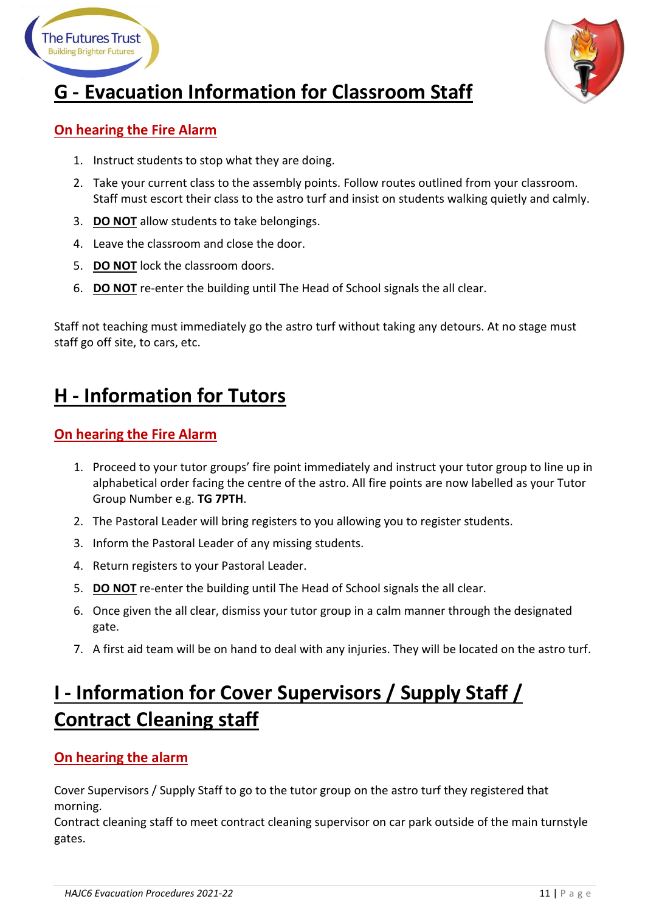## G - Evacuation Information for Classroom Staff

### On hearing the Fire Alarm

1. Instruct students to stop what they are doing.
2. Take your current class to the assembly points. Follow routes outlined from your classroom. Staff must escort their class to the astro turf and insist on students walking quietly and calmly.
3. **DO NOT** allow students to take belongings.
4. Leave the classroom and close the door.
5. **DO NOT** lock the classroom doors.
6. **DO NOT** re-enter the building until The Head of School signals the all clear.

Staff not teaching must immediately go the astro turf without taking any detours. At no stage must staff go off site, to cars, etc.

## H - Information for Tutors

### On hearing the Fire Alarm

1. Proceed to your tutor groups' fire point immediately and instruct your tutor group to line up in alphabetical order facing the centre of the astro. All fire points are now labelled as your Tutor Group Number e.g. **TG 7PTH**.
2. The Pastoral Leader will bring registers to you allowing you to register students.
3. Inform the Pastoral Leader of any missing students.
4. Return registers to your Pastoral Leader.
5. **DO NOT** re-enter the building until The Head of School signals the all clear.
6. Once given the all clear, dismiss your tutor group in a calm manner through the designated gate.
7. A first aid team will be on hand to deal with any injuries. They will be located on the astro turf.

## I - Information for Cover Supervisors / Supply Staff / Contract Cleaning staff

### On hearing the alarm

Cover Supervisors / Supply Staff to go to the tutor group on the astro turf they registered that morning.
Contract cleaning staff to meet contract cleaning supervisor on car park outside of the main turnstyle gates.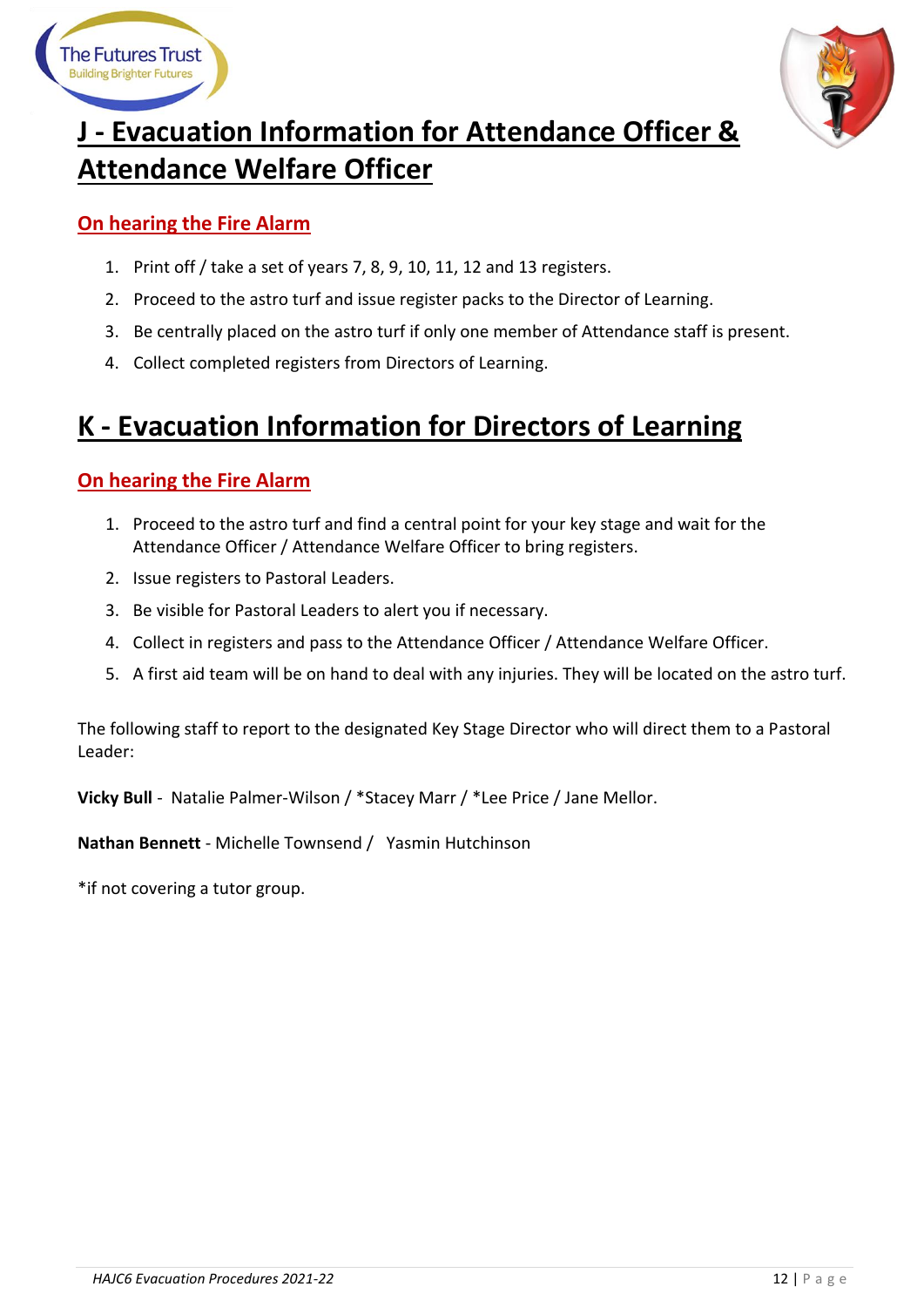## J - Evacuation Information for Attendance Officer & Attendance Welfare Officer

### On hearing the Fire Alarm

1. Print off / take a set of years 7, 8, 9, 10, 11, 12 and 13 registers.
2. Proceed to the astro turf and issue register packs to the Director of Learning.
3. Be centrally placed on the astro turf if only one member of Attendance staff is present.
4. Collect completed registers from Directors of Learning.

## K - Evacuation Information for Directors of Learning

### On hearing the Fire Alarm

1. Proceed to the astro turf and find a central point for your key stage and wait for the Attendance Officer / Attendance Welfare Officer to bring registers.
2. Issue registers to Pastoral Leaders.
3. Be visible for Pastoral Leaders to alert you if necessary.
4. Collect in registers and pass to the Attendance Officer / Attendance Welfare Officer.
5. A first aid team will be on hand to deal with any injuries. They will be located on the astro turf.

The following staff to report to the designated Key Stage Director who will direct them to a Pastoral Leader:

**Vicky Bull** - Natalie Palmer-Wilson / *Stacey Marr / *Lee Price / Jane Mellor.

**Nathan Bennett** - Michelle Townsend / Yasmin Hutchinson

*if not covering a tutor group.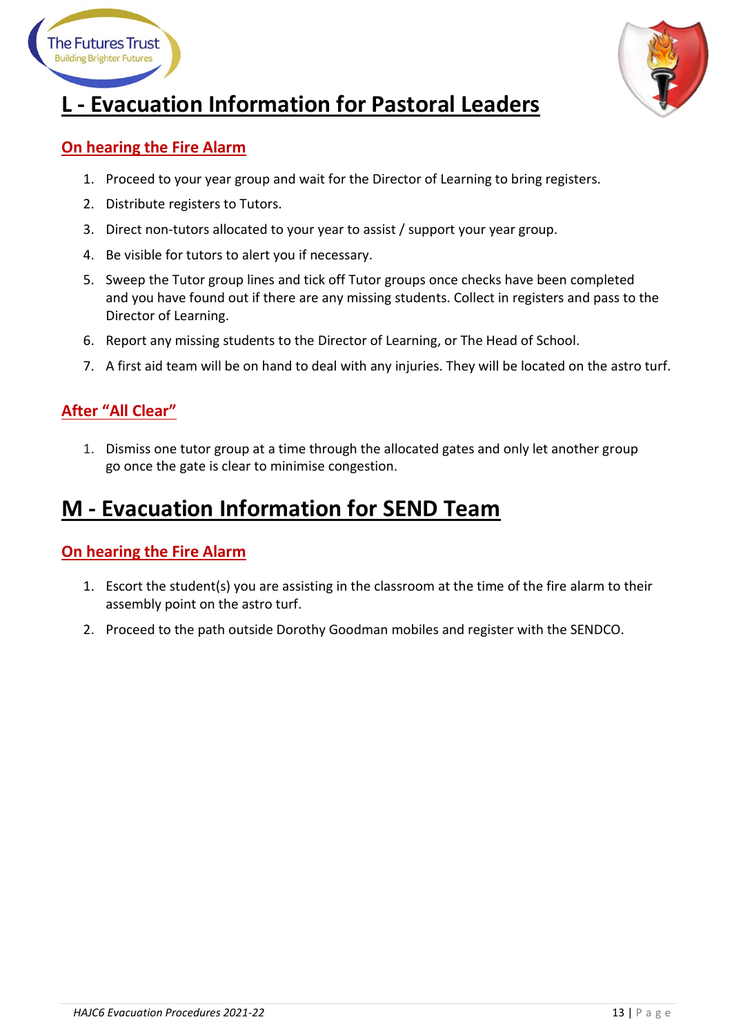# L - Evacuation Information for Pastoral Leaders

## On hearing the Fire Alarm

1. Proceed to your year group and wait for the Director of Learning to bring registers.
2. Distribute registers to Tutors.
3. Direct non-tutors allocated to your year to assist / support your year group.
4. Be visible for tutors to alert you if necessary.
5. Sweep the Tutor group lines and tick off Tutor groups once checks have been completed and you have found out if there are any missing students. Collect in registers and pass to the Director of Learning.
6. Report any missing students to the Director of Learning, or The Head of School.
7. A first aid team will be on hand to deal with any injuries. They will be located on the astro turf.

## After "All Clear"

1. Dismiss one tutor group at a time through the allocated gates and only let another group go once the gate is clear to minimise congestion.

# M - Evacuation Information for SEND Team

## On hearing the Fire Alarm

1. Escort the student(s) you are assisting in the classroom at the time of the fire alarm to their assembly point on the astro turf.
2. Proceed to the path outside Dorothy Goodman mobiles and register with the SENDCO.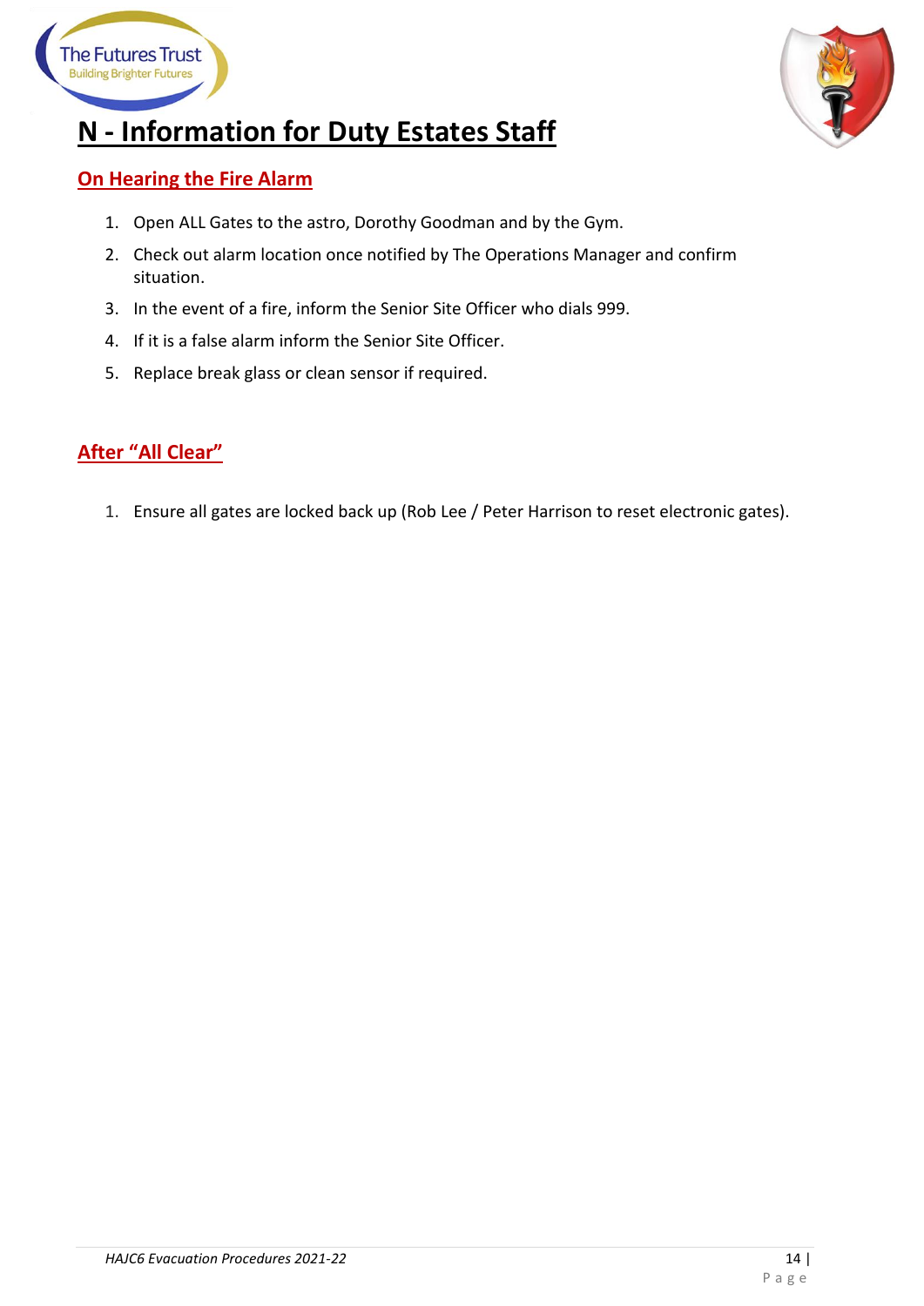# N - Information for Duty Estates Staff

## On Hearing the Fire Alarm

1. Open ALL Gates to the astro, Dorothy Goodman and by the Gym.
2. Check out alarm location once notified by The Operations Manager and confirm situation.
3. In the event of a fire, inform the Senior Site Officer who dials 999.
4. If it is a false alarm inform the Senior Site Officer.
5. Replace break glass or clean sensor if required.

## After "All Clear"

1. Ensure all gates are locked back up (Rob Lee / Peter Harrison to reset electronic gates).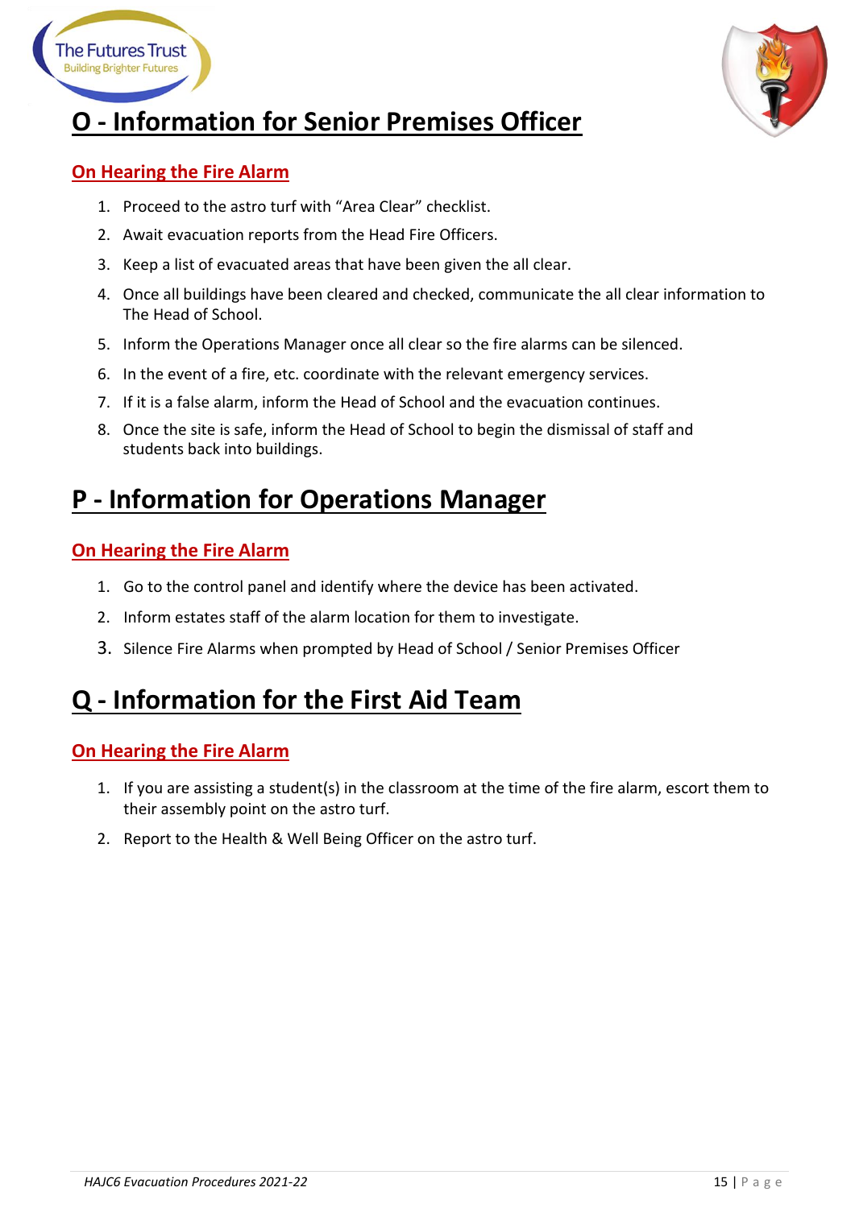# O - Information for Senior Premises Officer

## On Hearing the Fire Alarm

1. Proceed to the astro turf with "Area Clear" checklist.
2. Await evacuation reports from the Head Fire Officers.
3. Keep a list of evacuated areas that have been given the all clear.
4. Once all buildings have been cleared and checked, communicate the all clear information to The Head of School.
5. Inform the Operations Manager once all clear so the fire alarms can be silenced.
6. In the event of a fire, etc. coordinate with the relevant emergency services.
7. If it is a false alarm, inform the Head of School and the evacuation continues.
8. Once the site is safe, inform the Head of School to begin the dismissal of staff and students back into buildings.

# P - Information for Operations Manager

## On Hearing the Fire Alarm

1. Go to the control panel and identify where the device has been activated.
2. Inform estates staff of the alarm location for them to investigate.
3. Silence Fire Alarms when prompted by Head of School / Senior Premises Officer

# Q - Information for the First Aid Team

## On Hearing the Fire Alarm

1. If you are assisting a student(s) in the classroom at the time of the fire alarm, escort them to their assembly point on the astro turf.
2. Report to the Health & Well Being Officer on the astro turf.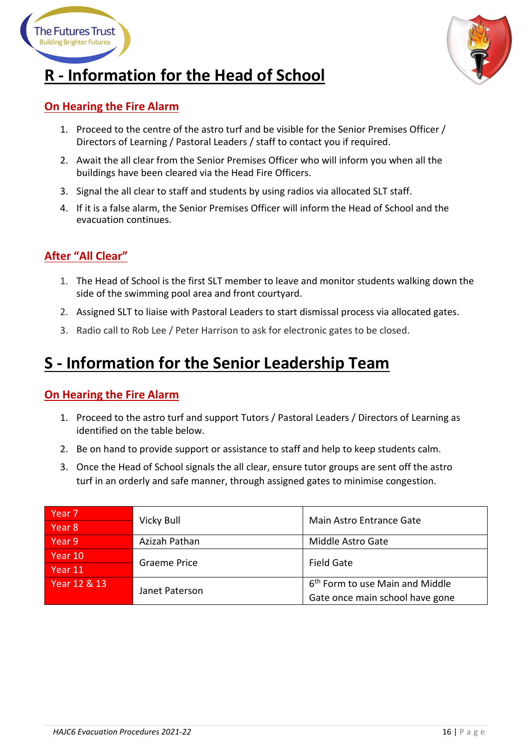# R - Information for the Head of School

## On Hearing the Fire Alarm

1. Proceed to the centre of the astro turf and be visible for the Senior Premises Officer / Directors of Learning / Pastoral Leaders / staff to contact you if required.
2. Await the all clear from the Senior Premises Officer who will inform you when all the buildings have been cleared via the Head Fire Officers.
3. Signal the all clear to staff and students by using radios via allocated SLT staff.
4. If it is a false alarm, the Senior Premises Officer will inform the Head of School and the evacuation continues.

## After "All Clear"

1. The Head of School is the first SLT member to leave and monitor students walking down the side of the swimming pool area and front courtyard.
2. Assigned SLT to liaise with Pastoral Leaders to start dismissal process via allocated gates.
3. Radio call to Rob Lee / Peter Harrison to ask for electronic gates to be closed.

# S - Information for the Senior Leadership Team

## On Hearing the Fire Alarm

1. Proceed to the astro turf and support Tutors / Pastoral Leaders / Directors of Learning as identified on the table below.
2. Be on hand to provide support or assistance to staff and help to keep students calm.
3. Once the Head of School signals the all clear, ensure tutor groups are sent off the astro turf in an orderly and safe manner, through assigned gates to minimise congestion.

| Year | SLT | Gate |
|---|---|---|
| Year 7<br>Year 8 | Vicky Bull | Main Astro Entrance Gate |
| Year 9 | Azizah Pathan | Middle Astro Gate |
| Year 10<br>Year 11 | Graeme Price | Field Gate |
| Year 12 & 13 | Janet Paterson | 6th Form to use Main and Middle Gate once main school have gone |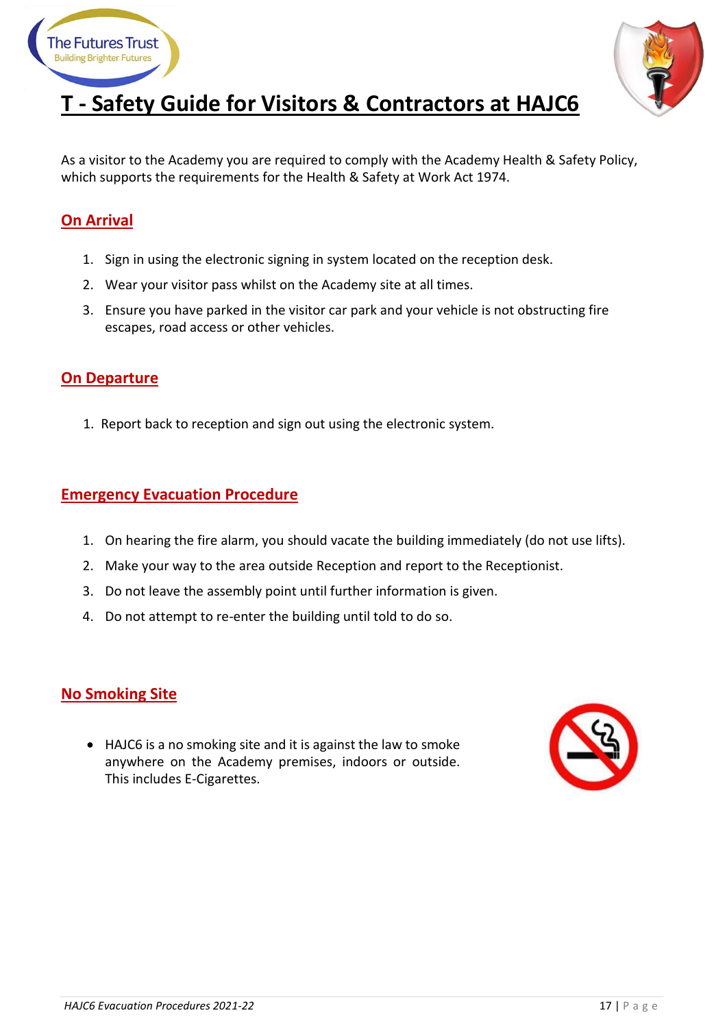# T - Safety Guide for Visitors & Contractors at HAJC6

As a visitor to the Academy you are required to comply with the Academy Health & Safety Policy, which supports the requirements for the Health & Safety at Work Act 1974.

## On Arrival

1. Sign in using the electronic signing in system located on the reception desk.
2. Wear your visitor pass whilst on the Academy site at all times.
3. Ensure you have parked in the visitor car park and your vehicle is not obstructing fire escapes, road access or other vehicles.

## On Departure

1. Report back to reception and sign out using the electronic system.

## Emergency Evacuation Procedure

1. On hearing the fire alarm, you should vacate the building immediately (do not use lifts).
2. Make your way to the area outside Reception and report to the Receptionist.
3. Do not leave the assembly point until further information is given.
4. Do not attempt to re-enter the building until told to do so.

## No Smoking Site

- HAJC6 is a no smoking site and it is against the law to smoke anywhere on the Academy premises, indoors or outside. This includes E-Cigarettes.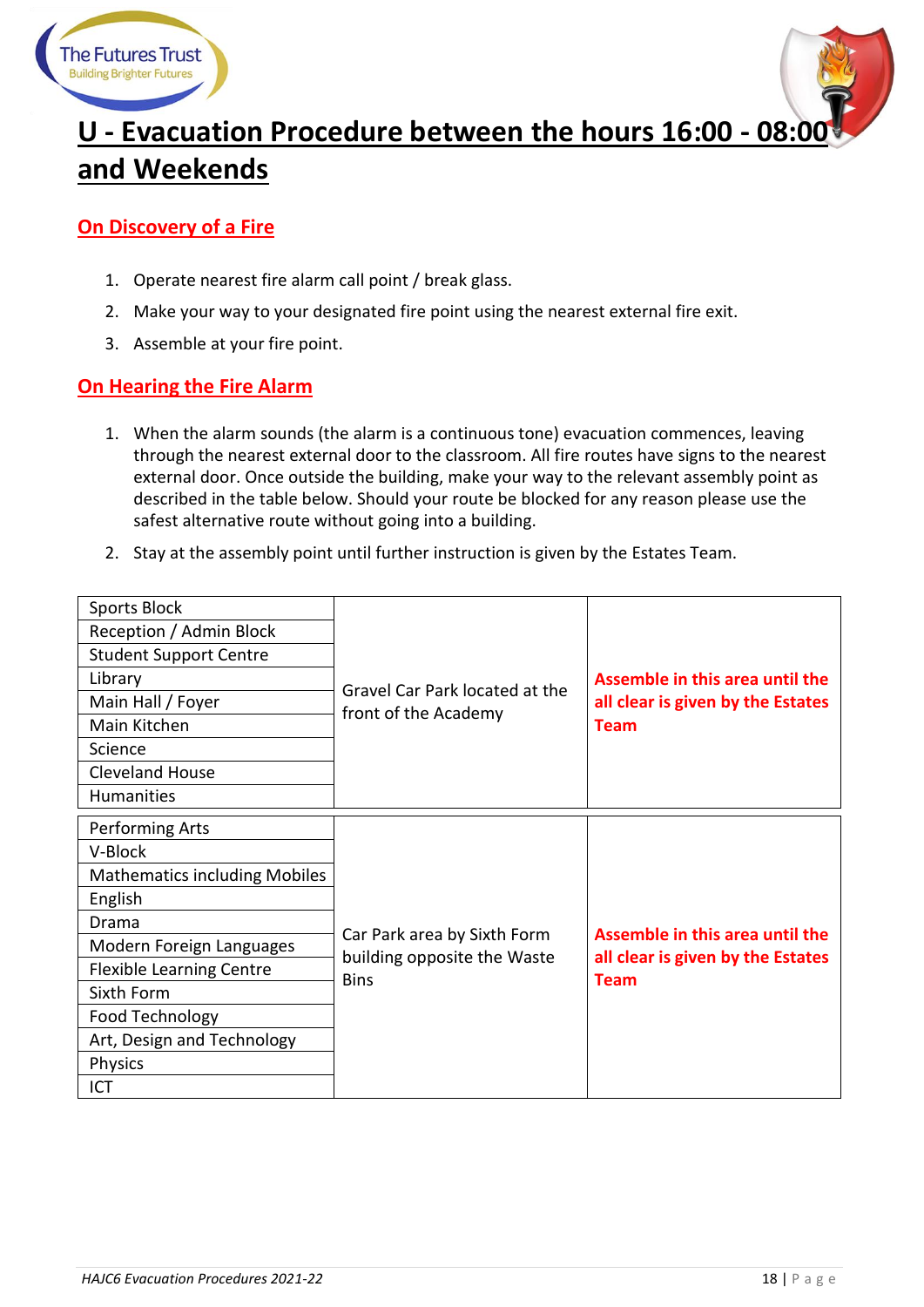# U - Evacuation Procedure between the hours 16:00 - 08:00 and Weekends

## On Discovery of a Fire

1. Operate nearest fire alarm call point / break glass.
2. Make your way to your designated fire point using the nearest external fire exit.
3. Assemble at your fire point.

## On Hearing the Fire Alarm

1. When the alarm sounds (the alarm is a continuous tone) evacuation commences, leaving through the nearest external door to the classroom. All fire routes have signs to the nearest external door. Once outside the building, make your way to the relevant assembly point as described in the table below. Should your route be blocked for any reason please use the safest alternative route without going into a building.
2. Stay at the assembly point until further instruction is given by the Estates Team.

| Building | Assembly Point | Instruction |
|---|---|---|
| Sports Block<br>Reception / Admin Block<br>Student Support Centre<br>Library<br>Main Hall / Foyer<br>Main Kitchen<br>Science<br>Cleveland House<br>Humanities | Gravel Car Park located at the front of the Academy | **Assemble in this area until the all clear is given by the Estates Team** |
| Performing Arts<br>V-Block<br>Mathematics including Mobiles<br>English<br>Drama<br>Modern Foreign Languages<br>Flexible Learning Centre<br>Sixth Form<br>Food Technology<br>Art, Design and Technology<br>Physics<br>ICT | Car Park area by Sixth Form building opposite the Waste Bins | **Assemble in this area until the all clear is given by the Estates Team** |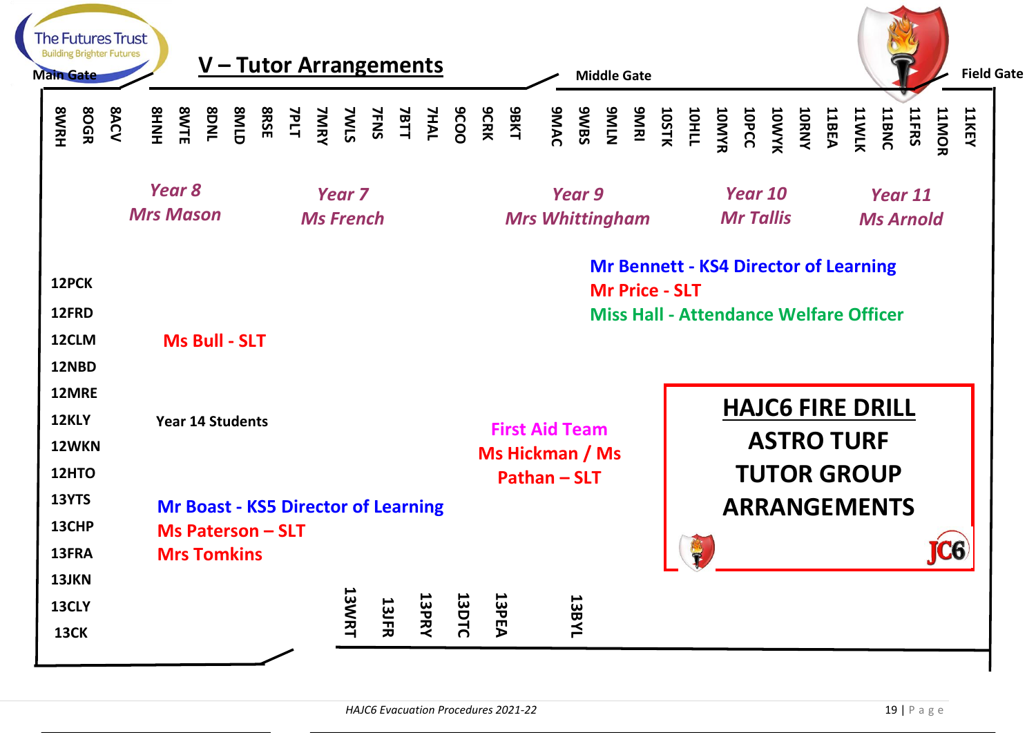# V – Tutor Arrangements

Main Gate | Middle Gate | Field Gate

8WRH 8OGR 8ACV 8HNH 8WTE 8DNL 8MLD 8RSE 7PLT 7MRY 7WLS 7FNS 7BTT 7HAL 9COO 9CRK 9BKT 9MAC 9WBS 9MLN 9MRI 10STK 10HLL 10MYR 10PCC 10WYK 10RNY 11BEA 11WLK 11BNC 11FRS 11MOR 11KEY

*Year 8*
*Mrs Mason*

*Year 7*
*Ms French*

*Year 9*
*Mrs Whittingham*

*Year 10*
*Mr Tallis*

*Year 11*
*Ms Arnold*

**Mr Bennett - KS4 Director of Learning**
**Mr Price - SLT**
**Miss Hall - Attendance Welfare Officer**

**Ms Bull - SLT**

**Year 14 Students**

**First Aid Team**
**Ms Hickman / Ms Pathan – SLT**

**Mr Boast - KS5 Director of Learning**
**Ms Paterson – SLT**
**Mrs Tomkins**

12PCK
12FRD
12CLM
12NBD
12MRE
12KLY
12WKN
12HTO
13YTS
13CHP
13FRA
13JKN
13CLY
13CK

13WRT 13JFR 13PRY 13DTC 13PEA 13BYL

## HAJC6 FIRE DRILL ASTRO TURF TUTOR GROUP ARRANGEMENTS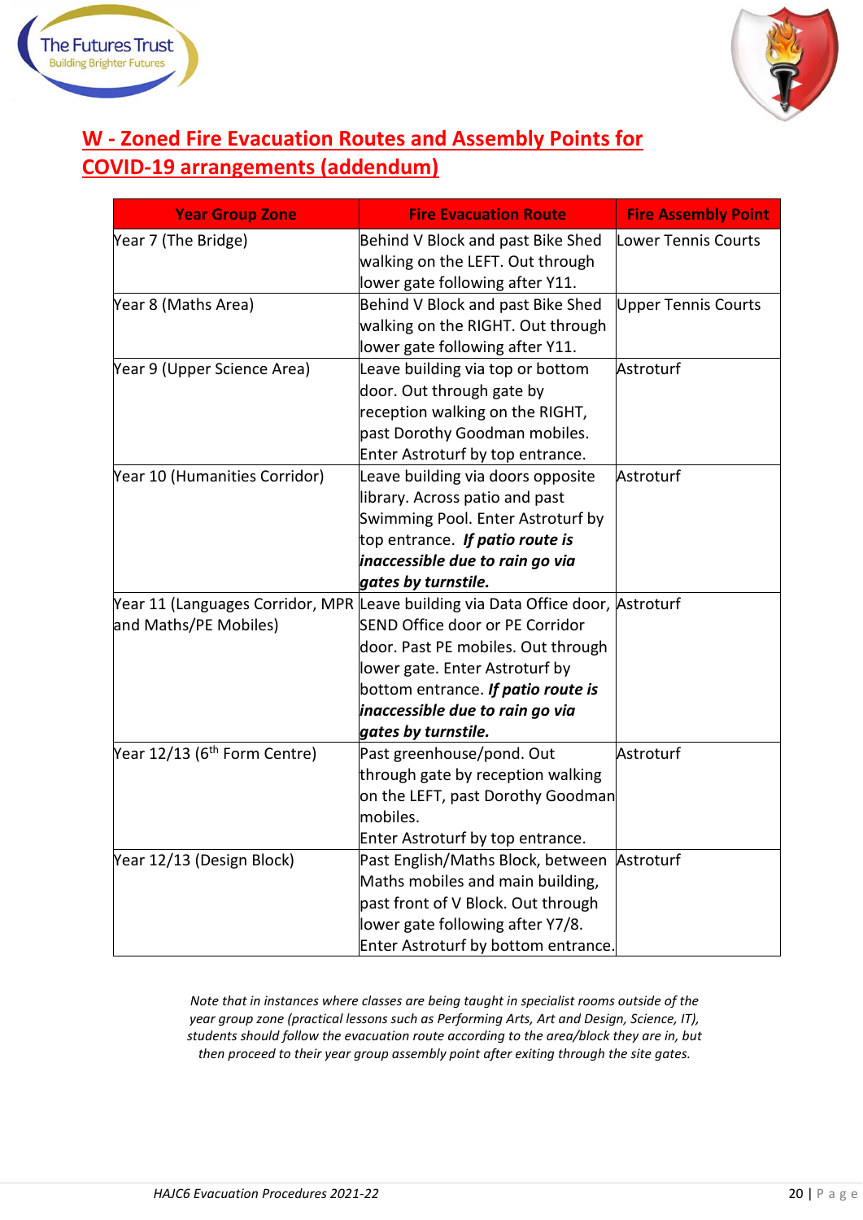## W - Zoned Fire Evacuation Routes and Assembly Points for COVID-19 arrangements (addendum)

| Year Group Zone | Fire Evacuation Route | Fire Assembly Point |
|---|---|---|
| Year 7 (The Bridge) | Behind V Block and past Bike Shed walking on the LEFT. Out through lower gate following after Y11. | Lower Tennis Courts |
| Year 8 (Maths Area) | Behind V Block and past Bike Shed walking on the RIGHT. Out through lower gate following after Y11. | Upper Tennis Courts |
| Year 9 (Upper Science Area) | Leave building via top or bottom door. Out through gate by reception walking on the RIGHT, past Dorothy Goodman mobiles. Enter Astroturf by top entrance. | Astroturf |
| Year 10 (Humanities Corridor) | Leave building via doors opposite library. Across patio and past Swimming Pool. Enter Astroturf by top entrance. ***If patio route is inaccessible due to rain go via gates by turnstile.*** | Astroturf |
| Year 11 (Languages Corridor, MPR and Maths/PE Mobiles) | Leave building via Data Office door, SEND Office door or PE Corridor door. Past PE mobiles. Out through lower gate. Enter Astroturf by bottom entrance. ***If patio route is inaccessible due to rain go via gates by turnstile.*** | Astroturf |
| Year 12/13 (6th Form Centre) | Past greenhouse/pond. Out through gate by reception walking on the LEFT, past Dorothy Goodman mobiles. Enter Astroturf by top entrance. | Astroturf |
| Year 12/13 (Design Block) | Past English/Maths Block, between Maths mobiles and main building, past front of V Block. Out through lower gate following after Y7/8. Enter Astroturf by bottom entrance. | Astroturf |

*Note that in instances where classes are being taught in specialist rooms outside of the year group zone (practical lessons such as Performing Arts, Art and Design, Science, IT), students should follow the evacuation route according to the area/block they are in, but then proceed to their year group assembly point after exiting through the site gates.*